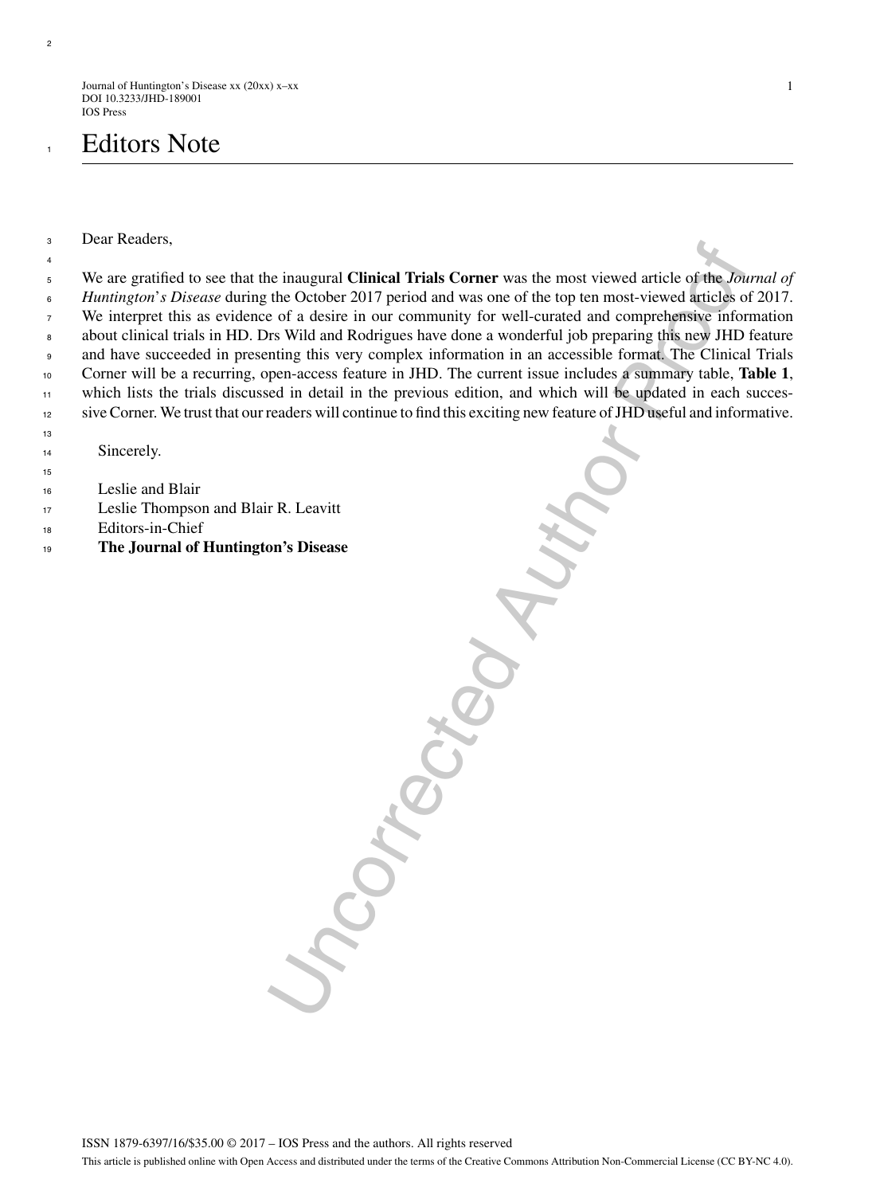# Editors Note

Dear Readers,

We are gratified to see that the inaugural **Clinical Trials Corner** was the most viewed article of the *Journal of Huntington's Disease* during the October 2017 period and was one of the top ten most-viewed articles of 2017. We interpret this as evidence of a desire in our community for well-curated and comprehensive information about clinical trials in HD. Drs Wild and Rodrigues have done a wonderful job preparing this new JHD feature and have succeeded in presenting this very complex information in an accessible format. The Clinical Trials Corner will be a recurring, open-access feature in JHD. The current issue includes a summary table, **Table 1**, which lists the trials discussed in detail in the previous edition, and which will be updated in each successive Corner. We trust that our readers will continue to find this exciting new feature of JHD useful and informative.

Sincerely.

Leslie and Blair
Leslie Thompson and Blair R. Leavitt
Editors-in-Chief
**The Journal of Huntington's Disease**

ISSN 1879-6397/16/$35.00 © 2017 – IOS Press and the authors. All rights reserved

This article is published online with Open Access and distributed under the terms of the Creative Commons Attribution Non-Commercial License (CC BY-NC 4.0).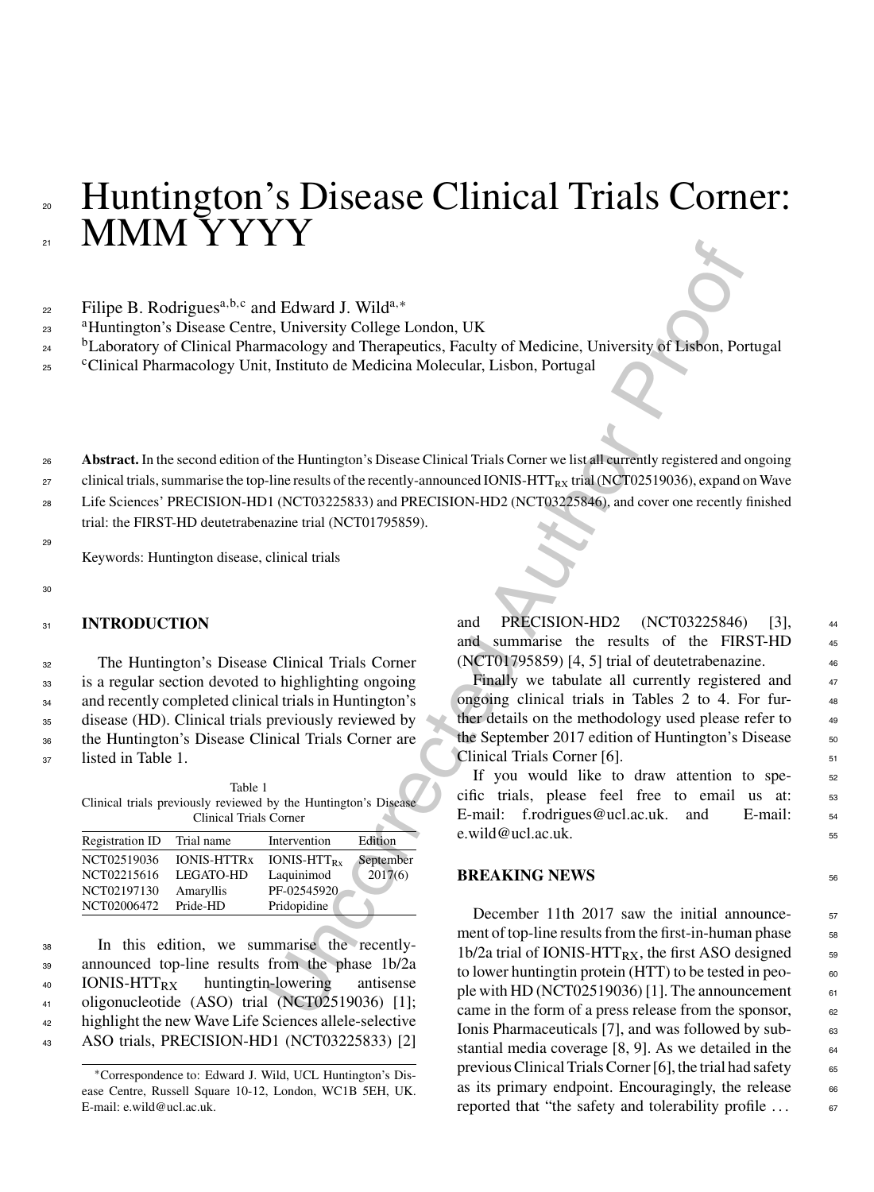# Huntington's Disease Clinical Trials Corner: MMM YYYY

Filipe B. Rodrigues[a,b,c] and Edward J. Wild[a,*]

[a]Huntington's Disease Centre, University College London, UK

[b]Laboratory of Clinical Pharmacology and Therapeutics, Faculty of Medicine, University of Lisbon, Portugal

[c]Clinical Pharmacology Unit, Instituto de Medicina Molecular, Lisbon, Portugal

**Abstract.** In the second edition of the Huntington's Disease Clinical Trials Corner we list all currently registered and ongoing clinical trials, summarise the top-line results of the recently-announced IONIS-HTT$_{RX}$ trial (NCT02519036), expand on Wave Life Sciences' PRECISION-HD1 (NCT03225833) and PRECISION-HD2 (NCT03225846), and cover one recently finished trial: the FIRST-HD deutetrabenazine trial (NCT01795859).

Keywords: Huntington disease, clinical trials

## INTRODUCTION

The Huntington's Disease Clinical Trials Corner is a regular section devoted to highlighting ongoing and recently completed clinical trials in Huntington's disease (HD). Clinical trials previously reviewed by the Huntington's Disease Clinical Trials Corner are listed in Table 1.

Table 1
Clinical trials previously reviewed by the Huntington's Disease Clinical Trials Corner

| Registration ID | Trial name | Intervention | Edition |
|---|---|---|---|
| NCT02519036 | IONIS-HTTRx | IONIS-HTT$_{Rx}$ | September 2017(6) |
| NCT02215616 | LEGATO-HD | Laquinimod | |
| NCT02197130 | Amaryllis | PF-02545920 | |
| NCT02006472 | Pride-HD | Pridopidine | |

In this edition, we summarise the recently-announced top-line results from the phase 1b/2a IONIS-HTT$_{RX}$ huntingtin-lowering antisense oligonucleotide (ASO) trial (NCT02519036) [1]; highlight the new Wave Life Sciences allele-selective ASO trials, PRECISION-HD1 (NCT03225833) [2] and PRECISION-HD2 (NCT03225846) [3], and summarise the results of the FIRST-HD (NCT01795859) [4, 5] trial of deutetrabenazine.

Finally we tabulate all currently registered and ongoing clinical trials in Tables 2 to 4. For further details on the methodology used please refer to the September 2017 edition of Huntington's Disease Clinical Trials Corner [6].

If you would like to draw attention to specific trials, please feel free to email us at: E-mail: f.rodrigues@ucl.ac.uk. and E-mail: e.wild@ucl.ac.uk.

## BREAKING NEWS

December 11th 2017 saw the initial announcement of top-line results from the first-in-human phase 1b/2a trial of IONIS-HTT$_{RX}$, the first ASO designed to lower huntingtin protein (HTT) to be tested in people with HD (NCT02519036) [1]. The announcement came in the form of a press release from the sponsor, Ionis Pharmaceuticals [7], and was followed by substantial media coverage [8, 9]. As we detailed in the previous Clinical Trials Corner [6], the trial had safety as its primary endpoint. Encouragingly, the release reported that "the safety and tolerability profile ...

*Correspondence to: Edward J. Wild, UCL Huntington's Disease Centre, Russell Square 10-12, London, WC1B 5EH, UK. E-mail: e.wild@ucl.ac.uk.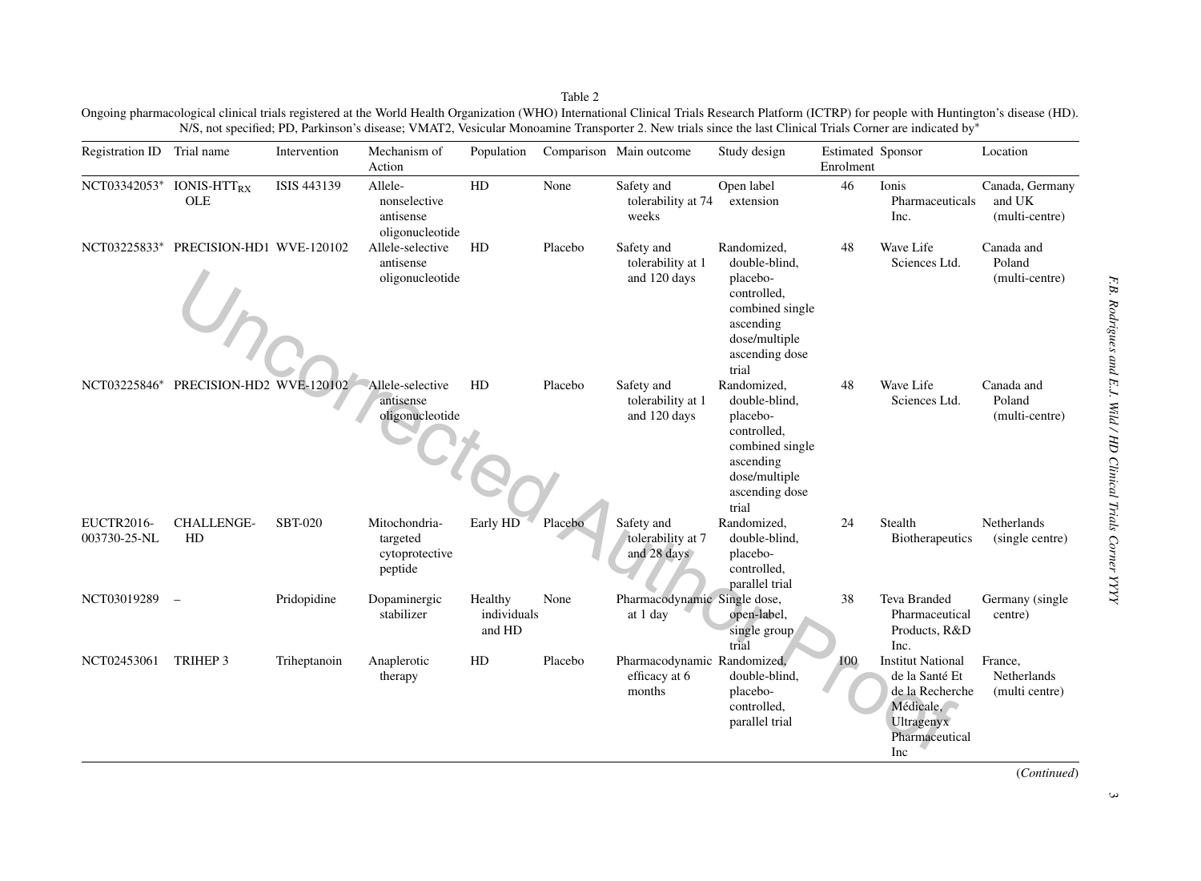Table 2

Ongoing pharmacological clinical trials registered at the World Health Organization (WHO) International Clinical Trials Research Platform (ICTRP) for people with Huntington's disease (HD). N/S, not specified; PD, Parkinson's disease; VMAT2, Vesicular Monoamine Transporter 2. New trials since the last Clinical Trials Corner are indicated by*

| Registration ID | Trial name | Intervention | Mechanism of Action | Population | Comparison | Main outcome | Study design | Estimated Enrolment | Sponsor | Location |
|---|---|---|---|---|---|---|---|---|---|---|
| NCT03342053* | IONIS-HTT$_{RX}$ OLE | ISIS 443139 | Allele-nonselective antisense oligonucleotide | HD | None | Safety and tolerability at 74 weeks | Open label extension | 46 | Ionis Pharmaceuticals Inc. | Canada, Germany and UK (multi-centre) |
| NCT03225833* | PRECISION-HD1 | WVE-120102 | Allele-selective antisense oligonucleotide | HD | Placebo | Safety and tolerability at 1 and 120 days | Randomized, double-blind, placebo-controlled, combined single ascending dose/multiple ascending dose trial | 48 | Wave Life Sciences Ltd. | Canada and Poland (multi-centre) |
| NCT03225846* | PRECISION-HD2 | WVE-120102 | Allele-selective antisense oligonucleotide | HD | Placebo | Safety and tolerability at 1 and 120 days | Randomized, double-blind, placebo-controlled, combined single ascending dose/multiple ascending dose trial | 48 | Wave Life Sciences Ltd. | Canada and Poland (multi-centre) |
| EUCTR2016-003730-25-NL | CHALLENGE-HD | SBT-020 | Mitochondria-targeted cytoprotective peptide | Early HD | Placebo | Safety and tolerability at 7 and 28 days | Randomized, double-blind, placebo-controlled, parallel trial | 24 | Stealth Biotherapeutics | Netherlands (single centre) |
| NCT03019289 | – | Pridopidine | Dopaminergic stabilizer | Healthy individuals and HD | None | Pharmacodynamic at 1 day | Single dose, open-label, single group trial | 38 | Teva Branded Pharmaceutical Products, R&D Inc. | Germany (single centre) |
| NCT02453061 | TRIHEP 3 | Triheptanoin | Anaplerotic therapy | HD | Placebo | Pharmacodynamic efficacy at 6 months | Randomized, double-blind, placebo-controlled, parallel trial | 100 | Institut National de la Santé Et de la Recherche Médicale, Ultragenyx Pharmaceutical Inc | France, Netherlands (multi centre) |

(*Continued*)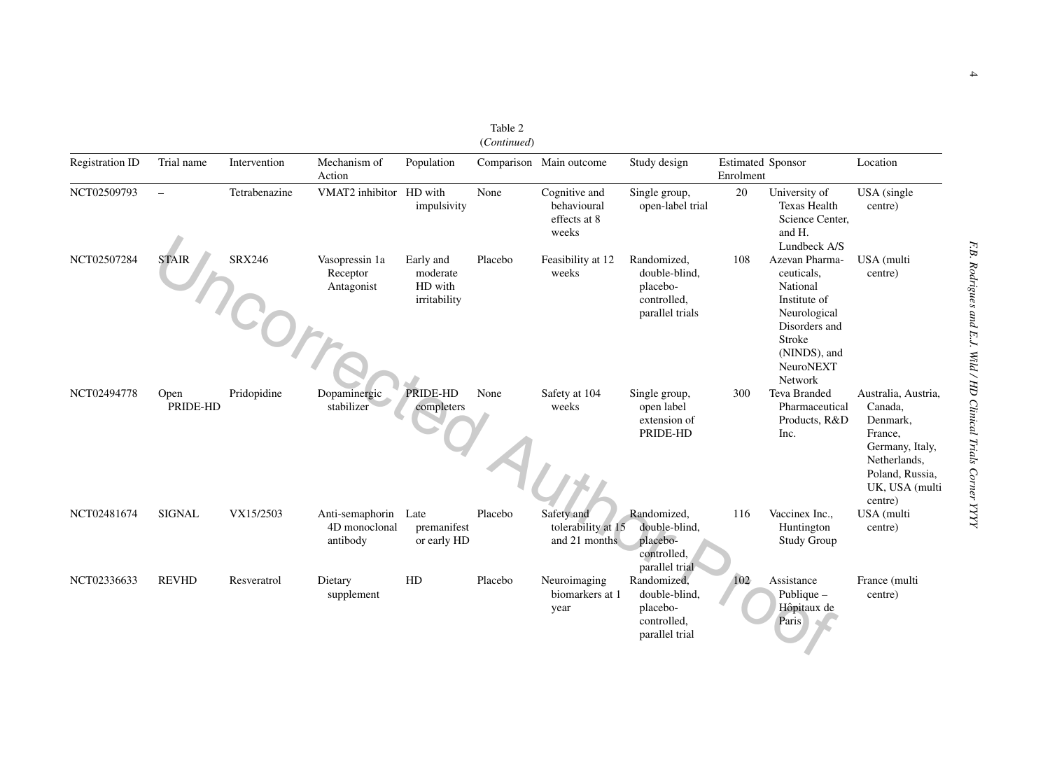Table 2
(*Continued*)

| Registration ID | Trial name | Intervention | Mechanism of Action | Population | Comparison | Main outcome | Study design | Estimated Enrolment | Sponsor | Location |
|---|---|---|---|---|---|---|---|---|---|---|
| NCT02509793 | – | Tetrabenazine | VMAT2 inhibitor | HD with impulsivity | None | Cognitive and behavioural effects at 8 weeks | Single group, open-label trial | 20 | University of Texas Health Science Center, and H. Lundbeck A/S | USA (single centre) |
| NCT02507284 | STAIR | SRX246 | Vasopressin 1a Receptor Antagonist | Early and moderate HD with irritability | Placebo | Feasibility at 12 weeks | Randomized, double-blind, placebo-controlled, parallel trials | 108 | Azevan Pharmaceuticals, National Institute of Neurological Disorders and Stroke (NINDS), and NeuroNEXT Network | USA (multi centre) |
| NCT02494778 | Open PRIDE-HD | Pridopidine | Dopaminergic stabilizer | PRIDE-HD completers | None | Safety at 104 weeks | Single group, open label extension of PRIDE-HD | 300 | Teva Branded Pharmaceutical Products, R&D Inc. | Australia, Austria, Canada, Denmark, France, Germany, Italy, Netherlands, Poland, Russia, UK, USA (multi centre) |
| NCT02481674 | SIGNAL | VX15/2503 | Anti-semaphorin 4D monoclonal antibody | Late premanifest or early HD | Placebo | Safety and tolerability at 15 and 21 months | Randomized, double-blind, placebo-controlled, parallel trial | 116 | Vaccinex Inc., Huntington Study Group | USA (multi centre) |
| NCT02336633 | REVHD | Resveratrol | Dietary supplement | HD | Placebo | Neuroimaging biomarkers at 1 year | Randomized, double-blind, placebo-controlled, parallel trial | 102 | Assistance Publique – Hôpitaux de Paris | France (multi centre) |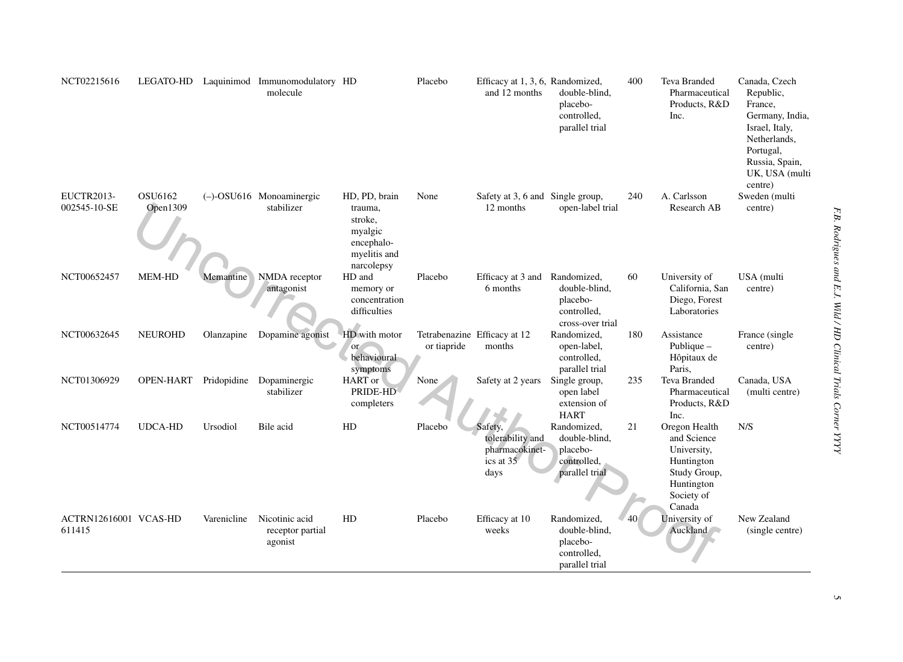| | | | | | | | | | | |
|---|---|---|---|---|---|---|---|---|---|---|
| NCT02215616 | LEGATO-HD | Laquinimod | Immunomodulatory molecule | HD | Placebo | Efficacy at 1, 3, 6, and 12 months | Randomized, double-blind, placebo-controlled, parallel trial | 400 | Teva Branded Pharmaceutical Products, R&D Inc. | Canada, Czech Republic, France, Germany, India, Israel, Italy, Netherlands, Portugal, Russia, Spain, UK, USA (multi centre) |
| EUCTR2013-002545-10-SE | OSU6162 Open1309 | (–)-OSU616 | Monoaminergic stabilizer | HD, PD, brain trauma, stroke, myalgic encephalomyelitis and narcolepsy | None | Safety at 3, 6 and 12 months | Single group, open-label trial | 240 | A. Carlsson Research AB | Sweden (multi centre) |
| NCT00652457 | MEM-HD | Memantine | NMDA receptor antagonist | HD and memory or concentration difficulties | Placebo | Efficacy at 3 and 6 months | Randomized, double-blind, placebo-controlled, cross-over trial | 60 | University of California, San Diego, Forest Laboratories | USA (multi centre) |
| NCT00632645 | NEUROHD | Olanzapine | Dopamine agonist | HD with motor or behavioural symptoms | Tetrabenazine or tiapride | Efficacy at 12 months | Randomized, open-label, controlled, parallel trial | 180 | Assistance Publique – Hôpitaux de Paris, | France (single centre) |
| NCT01306929 | OPEN-HART | Pridopidine | Dopaminergic stabilizer | HART or PRIDE-HD completers | None | Safety at 2 years | Single group, open label extension of HART | 235 | Teva Branded Pharmaceutical Products, R&D Inc. | Canada, USA (multi centre) |
| NCT00514774 | UDCA-HD | Ursodiol | Bile acid | HD | Placebo | Safety, tolerability and pharmacokinetics at 35 days | Randomized, double-blind, placebo-controlled, parallel trial | 21 | Oregon Health and Science University, Huntington Study Group, Huntington Society of Canada | N/S |
| ACTRN12616001611415 | VCAS-HD | Varenicline | Nicotinic acid receptor partial agonist | HD | Placebo | Efficacy at 10 weeks | Randomized, double-blind, placebo-controlled, parallel trial | 40 | University of Auckland | New Zealand (single centre) |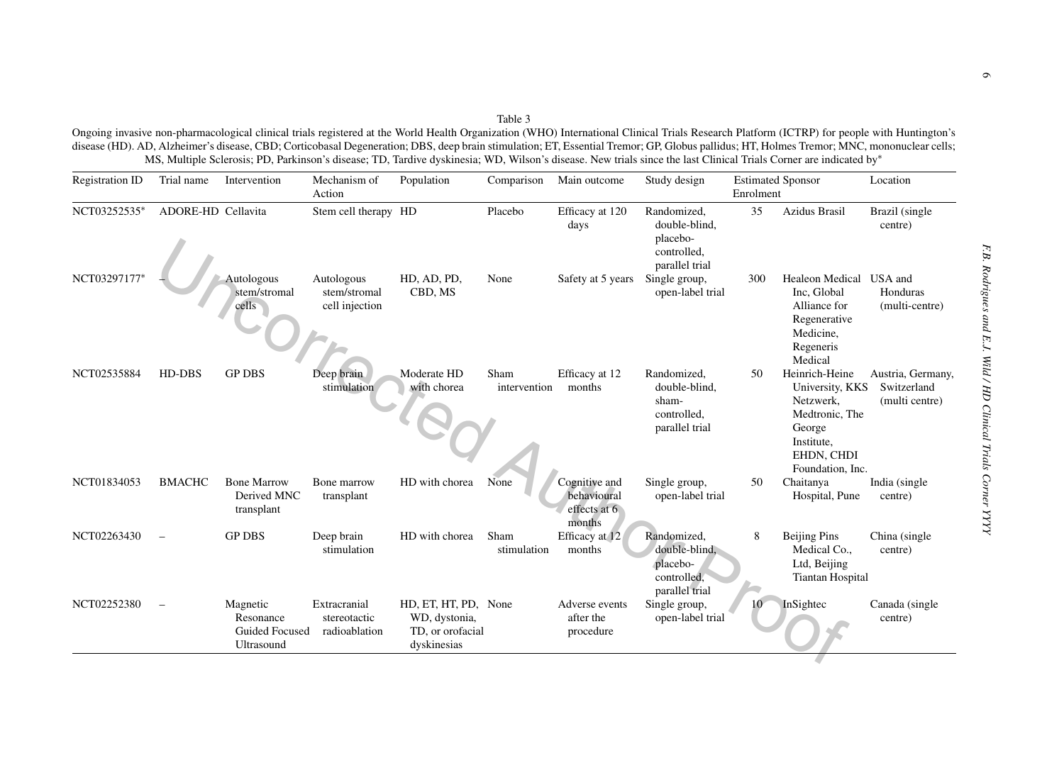Table 3

Ongoing invasive non-pharmacological clinical trials registered at the World Health Organization (WHO) International Clinical Trials Research Platform (ICTRP) for people with Huntington's disease (HD). AD, Alzheimer's disease, CBD; Corticobasal Degeneration; DBS, deep brain stimulation; ET, Essential Tremor; GP, Globus pallidus; HT, Holmes Tremor; MNC, mononuclear cells; MS, Multiple Sclerosis; PD, Parkinson's disease; TD, Tardive dyskinesia; WD, Wilson's disease. New trials since the last Clinical Trials Corner are indicated by*

| Registration ID | Trial name | Intervention | Mechanism of Action | Population | Comparison | Main outcome | Study design | Estimated Enrolment | Sponsor | Location |
|---|---|---|---|---|---|---|---|---|---|---|
| NCT03252535* | ADORE-HD | Cellavita | Stem cell therapy | HD | Placebo | Efficacy at 120 days | Randomized, double-blind, placebo-controlled, parallel trial | 35 | Azidus Brasil | Brazil (single centre) |
| NCT03297177* | – | Autologous stem/stromal cells | Autologous stem/stromal cell injection | HD, AD, PD, CBD, MS | None | Safety at 5 years | Single group, open-label trial | 300 | Healeon Medical Inc, Global Alliance for Regenerative Medicine, Regeneris Medical | USA and Honduras (multi-centre) |
| NCT02535884 | HD-DBS | GP DBS | Deep brain stimulation | Moderate HD with chorea | Sham intervention | Efficacy at 12 months | Randomized, double-blind, sham-controlled, parallel trial | 50 | Heinrich-Heine University, KKS Netzwerk, Medtronic, The George Institute, EHDN, CHDI Foundation, Inc. | Austria, Germany, Switzerland (multi centre) |
| NCT01834053 | BMACHC | Bone Marrow Derived MNC transplant | Bone marrow transplant | HD with chorea | None | Cognitive and behavioural effects at 6 months | Single group, open-label trial | 50 | Chaitanya Hospital, Pune | India (single centre) |
| NCT02263430 | – | GP DBS | Deep brain stimulation | HD with chorea | Sham stimulation | Efficacy at 12 months | Randomized, double-blind, placebo-controlled, parallel trial | 8 | Beijing Pins Medical Co., Ltd, Beijing Tiantan Hospital | China (single centre) |
| NCT02252380 | – | Magnetic Resonance Guided Focused Ultrasound | Extracranial stereotactic radioablation | HD, ET, HT, PD, WD, dystonia, TD, or orofacial dyskinesias | None | Adverse events after the procedure | Single group, open-label trial | 10 | InSightec | Canada (single centre) |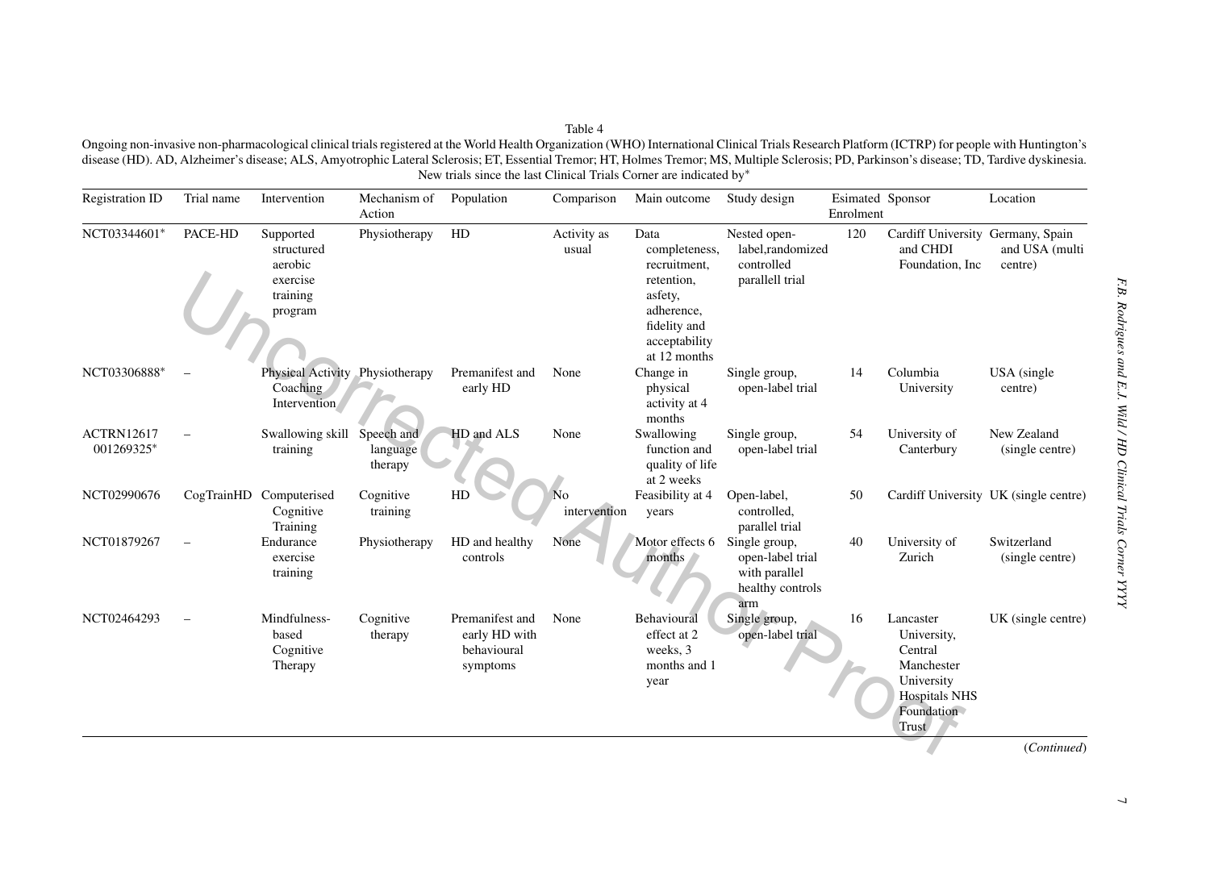Table 4

Ongoing non-invasive non-pharmacological clinical trials registered at the World Health Organization (WHO) International Clinical Trials Research Platform (ICTRP) for people with Huntington's disease (HD). AD, Alzheimer's disease; ALS, Amyotrophic Lateral Sclerosis; ET, Essential Tremor; HT, Holmes Tremor; MS, Multiple Sclerosis; PD, Parkinson's disease; TD, Tardive dyskinesia. New trials since the last Clinical Trials Corner are indicated by*

| Registration ID | Trial name | Intervention | Mechanism of Action | Population | Comparison | Main outcome | Study design | Esimated Enrolment | Sponsor | Location |
|---|---|---|---|---|---|---|---|---|---|---|
| NCT03344601* | PACE-HD | Supported structured aerobic exercise training program | Physiotherapy | HD | Activity as usual | Data completeness, recruitment, retention, asfety, adherence, fidelity and acceptability at 12 months | Nested open-label,randomized controlled parallell trial | 120 | Cardiff University and CHDI Foundation, Inc | Germany, Spain and USA (multi centre) |
| NCT03306888* | – | Physical Activity Coaching Intervention | Physiotherapy | Premanifest and early HD | None | Change in physical activity at 4 months | Single group, open-label trial | 14 | Columbia University | USA (single centre) |
| ACTRN12617 001269325* | – | Swallowing skill training | Speech and language therapy | HD and ALS | None | Swallowing function and quality of life at 2 weeks | Single group, open-label trial | 54 | University of Canterbury | New Zealand (single centre) |
| NCT02990676 | CogTrainHD | Computerised Cognitive Training | Cognitive training | HD | No intervention | Feasibility at 4 years | Open-label, controlled, parallel trial | 50 | Cardiff University | UK (single centre) |
| NCT01879267 | – | Endurance exercise training | Physiotherapy | HD and healthy controls | None | Motor effects 6 months | Single group, open-label trial with parallel healthy controls arm | 40 | University of Zurich | Switzerland (single centre) |
| NCT02464293 | – | Mindfulness-based Cognitive Therapy | Cognitive therapy | Premanifest and early HD with behavioural symptoms | None | Behavioural effect at 2 weeks, 3 months and 1 year | Single group, open-label trial | 16 | Lancaster University, Central Manchester University Hospitals NHS Foundation Trust | UK (single centre) |

(*Continued*)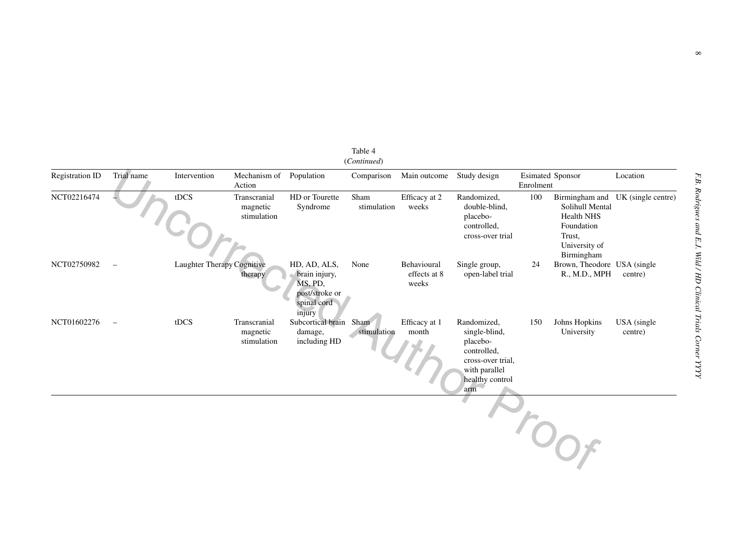Table 4
(*Continued*)

| Registration ID | Trial name | Intervention | Mechanism of Action | Population | Comparison | Main outcome | Study design | Esimated Enrolment | Sponsor | Location |
|---|---|---|---|---|---|---|---|---|---|---|
| NCT02216474 | – | tDCS | Transcranial magnetic stimulation | HD or Tourette Syndrome | Sham stimulation | Efficacy at 2 weeks | Randomized, double-blind, placebo-controlled, cross-over trial | 100 | Birmingham and Solihull Mental Health NHS Foundation Trust, University of Birmingham | UK (single centre) |
| NCT02750982 | – | Laughter Therapy | Cognitive therapy | HD, AD, ALS, brain injury, MS, PD, post/stroke or spinal cord injury | None | Behavioural effects at 8 weeks | Single group, open-label trial | 24 | Brown, Theodore R., M.D., MPH | USA (single centre) |
| NCT01602276 | – | tDCS | Transcranial magnetic stimulation | Subcortical brain damage, including HD | Sham stimulation | Efficacy at 1 month | Randomized, single-blind, placebo-controlled, cross-over trial, with parallel healthy control arm | 150 | Johns Hopkins University | USA (single centre) |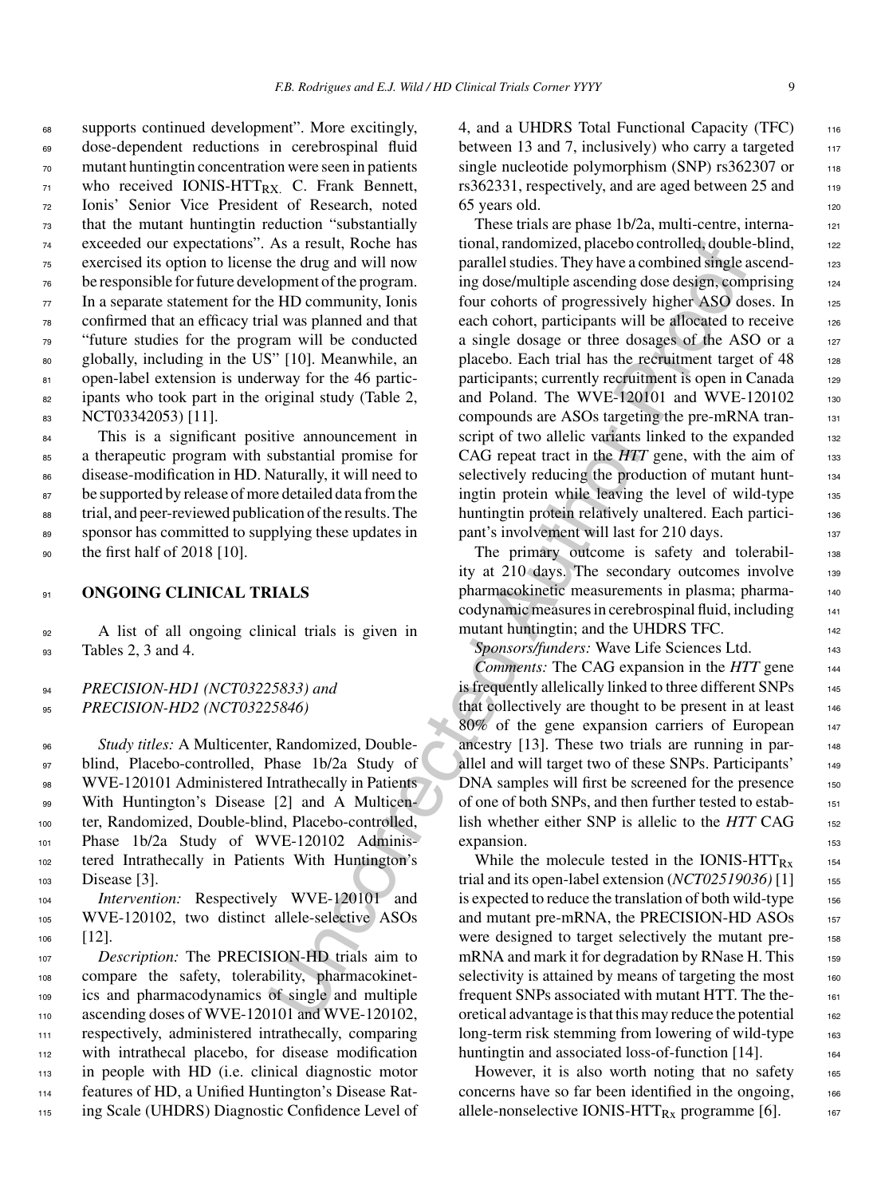supports continued development". More excitingly, dose-dependent reductions in cerebrospinal fluid mutant huntingtin concentration were seen in patients who received IONIS-HTT$_{RX}$. C. Frank Bennett, Ionis' Senior Vice President of Research, noted that the mutant huntingtin reduction "substantially exceeded our expectations". As a result, Roche has exercised its option to license the drug and will now be responsible for future development of the program. In a separate statement for the HD community, Ionis confirmed that an efficacy trial was planned and that "future studies for the program will be conducted globally, including in the US" [10]. Meanwhile, an open-label extension is underway for the 46 participants who took part in the original study (Table 2, NCT03342053) [11].

This is a significant positive announcement in a therapeutic program with substantial promise for disease-modification in HD. Naturally, it will need to be supported by release of more detailed data from the trial, and peer-reviewed publication of the results. The sponsor has committed to supplying these updates in the first half of 2018 [10].

## ONGOING CLINICAL TRIALS

A list of all ongoing clinical trials is given in Tables 2, 3 and 4.

### *PRECISION-HD1 (NCT03225833) and PRECISION-HD2 (NCT03225846)*

*Study titles:* A Multicenter, Randomized, Double-blind, Placebo-controlled, Phase 1b/2a Study of WVE-120101 Administered Intrathecally in Patients With Huntington's Disease [2] and A Multicenter, Randomized, Double-blind, Placebo-controlled, Phase 1b/2a Study of WVE-120102 Administered Intrathecally in Patients With Huntington's Disease [3].

*Intervention:* Respectively WVE-120101 and WVE-120102, two distinct allele-selective ASOs [12].

*Description:* The PRECISION-HD trials aim to compare the safety, tolerability, pharmacokinetics and pharmacodynamics of single and multiple ascending doses of WVE-120101 and WVE-120102, respectively, administered intrathecally, comparing with intrathecal placebo, for disease modification in people with HD (i.e. clinical diagnostic motor features of HD, a Unified Huntington's Disease Rating Scale (UHDRS) Diagnostic Confidence Level of 4, and a UHDRS Total Functional Capacity (TFC) between 13 and 7, inclusively) who carry a targeted single nucleotide polymorphism (SNP) rs362307 or rs362331, respectively, and are aged between 25 and 65 years old.

These trials are phase 1b/2a, multi-centre, international, randomized, placebo controlled, double-blind, parallel studies. They have a combined single ascending dose/multiple ascending dose design, comprising four cohorts of progressively higher ASO doses. In each cohort, participants will be allocated to receive a single dosage or three dosages of the ASO or a placebo. Each trial has the recruitment target of 48 participants; currently recruitment is open in Canada and Poland. The WVE-120101 and WVE-120102 compounds are ASOs targeting the pre-mRNA transcript of two allelic variants linked to the expanded CAG repeat tract in the *HTT* gene, with the aim of selectively reducing the production of mutant huntingtin protein while leaving the level of wild-type huntingtin protein relatively unaltered. Each participant's involvement will last for 210 days.

The primary outcome is safety and tolerability at 210 days. The secondary outcomes involve pharmacokinetic measurements in plasma; pharmacodynamic measures in cerebrospinal fluid, including mutant huntingtin; and the UHDRS TFC.

*Sponsors/funders:* Wave Life Sciences Ltd.

*Comments:* The CAG expansion in the *HTT* gene is frequently allelically linked to three different SNPs that collectively are thought to be present in at least 80% of the gene expansion carriers of European ancestry [13]. These two trials are running in parallel and will target two of these SNPs. Participants' DNA samples will first be screened for the presence of one of both SNPs, and then further tested to establish whether either SNP is allelic to the *HTT* CAG expansion.

While the molecule tested in the IONIS-HTT$_{Rx}$ trial and its open-label extension (*NCT02519036)* [1] is expected to reduce the translation of both wild-type and mutant pre-mRNA, the PRECISION-HD ASOs were designed to target selectively the mutant pre-mRNA and mark it for degradation by RNase H. This selectivity is attained by means of targeting the most frequent SNPs associated with mutant HTT. The theoretical advantage is that this may reduce the potential long-term risk stemming from lowering of wild-type huntingtin and associated loss-of-function [14].

However, it is also worth noting that no safety concerns have so far been identified in the ongoing, allele-nonselective IONIS-HTT$_{Rx}$ programme [6].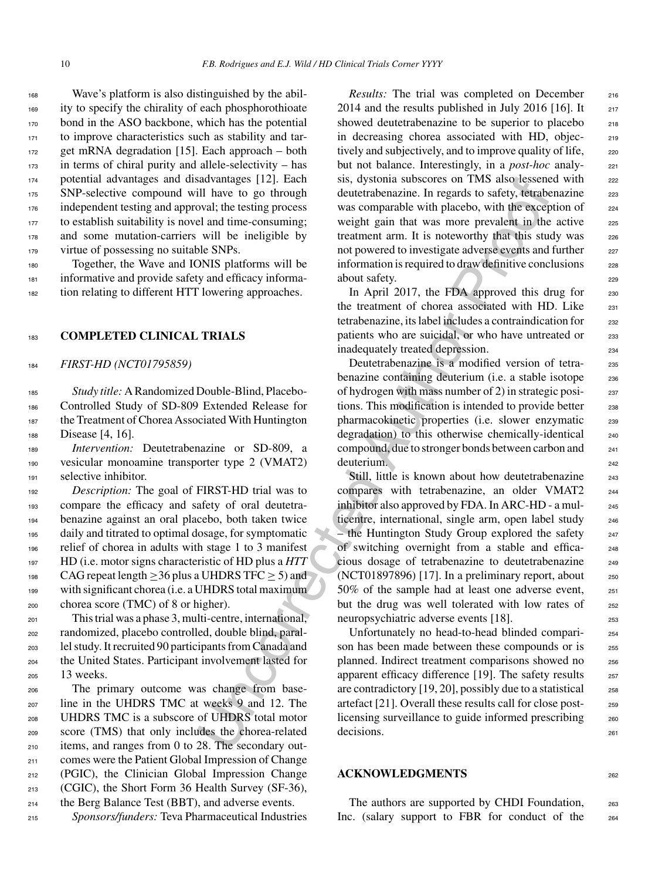Wave's platform is also distinguished by the ability to specify the chirality of each phosphorothioate bond in the ASO backbone, which has the potential to improve characteristics such as stability and target mRNA degradation [15]. Each approach – both in terms of chiral purity and allele-selectivity – has potential advantages and disadvantages [12]. Each SNP-selective compound will have to go through independent testing and approval; the testing process to establish suitability is novel and time-consuming; and some mutation-carriers will be ineligible by virtue of possessing no suitable SNPs.

Together, the Wave and IONIS platforms will be informative and provide safety and efficacy information relating to different HTT lowering approaches.

## COMPLETED CLINICAL TRIALS

### *FIRST-HD (NCT01795859)*

*Study title:* A Randomized Double-Blind, Placebo-Controlled Study of SD-809 Extended Release for the Treatment of Chorea Associated With Huntington Disease [4, 16].

*Intervention:* Deutetrabenazine or SD-809, a vesicular monoamine transporter type 2 (VMAT2) selective inhibitor.

*Description:* The goal of FIRST-HD trial was to compare the efficacy and safety of oral deutetrabenazine against an oral placebo, both taken twice daily and titrated to optimal dosage, for symptomatic relief of chorea in adults with stage 1 to 3 manifest HD (i.e. motor signs characteristic of HD plus a *HTT* CAG repeat length $\geq$36 plus a UHDRS TFC $\geq$ 5) and with significant chorea (i.e. a UHDRS total maximum chorea score (TMC) of 8 or higher).

This trial was a phase 3, multi-centre, international, randomized, placebo controlled, double blind, parallel study. It recruited 90 participants from Canada and the United States. Participant involvement lasted for 13 weeks.

The primary outcome was change from baseline in the UHDRS TMC at weeks 9 and 12. The UHDRS TMC is a subscore of UHDRS total motor score (TMS) that only includes the chorea-related items, and ranges from 0 to 28. The secondary outcomes were the Patient Global Impression of Change (PGIC), the Clinician Global Impression Change (CGIC), the Short Form 36 Health Survey (SF-36), the Berg Balance Test (BBT), and adverse events.

*Sponsors/funders:* Teva Pharmaceutical Industries

*Results:* The trial was completed on December 2014 and the results published in July 2016 [16]. It showed deutetrabenazine to be superior to placebo in decreasing chorea associated with HD, objectively and subjectively, and to improve quality of life, but not balance. Interestingly, in a *post-hoc* analysis, dystonia subscores on TMS also lessened with deutetrabenazine. In regards to safety, tetrabenazine was comparable with placebo, with the exception of weight gain that was more prevalent in the active treatment arm. It is noteworthy that this study was not powered to investigate adverse events and further information is required to draw definitive conclusions about safety.

In April 2017, the FDA approved this drug for the treatment of chorea associated with HD. Like tetrabenazine, its label includes a contraindication for patients who are suicidal, or who have untreated or inadequately treated depression.

Deutetrabenazine is a modified version of tetrabenazine containing deuterium (i.e. a stable isotope of hydrogen with mass number of 2) in strategic positions. This modification is intended to provide better pharmacokinetic properties (i.e. slower enzymatic degradation) to this otherwise chemically-identical compound, due to stronger bonds between carbon and deuterium.

Still, little is known about how deutetrabenazine compares with tetrabenazine, an older VMAT2 inhibitor also approved by FDA. In ARC-HD - a multicentre, international, single arm, open label study – the Huntington Study Group explored the safety of switching overnight from a stable and efficacious dosage of tetrabenazine to deutetrabenazine (NCT01897896) [17]. In a preliminary report, about 50% of the sample had at least one adverse event, but the drug was well tolerated with low rates of neuropsychiatric adverse events [18].

Unfortunately no head-to-head blinded comparison has been made between these compounds or is planned. Indirect treatment comparisons showed no apparent efficacy difference [19]. The safety results are contradictory [19, 20], possibly due to a statistical artefact [21]. Overall these results call for close post-licensing surveillance to guide informed prescribing decisions.

## ACKNOWLEDGMENTS

The authors are supported by CHDI Foundation, Inc. (salary support to FBR for conduct of the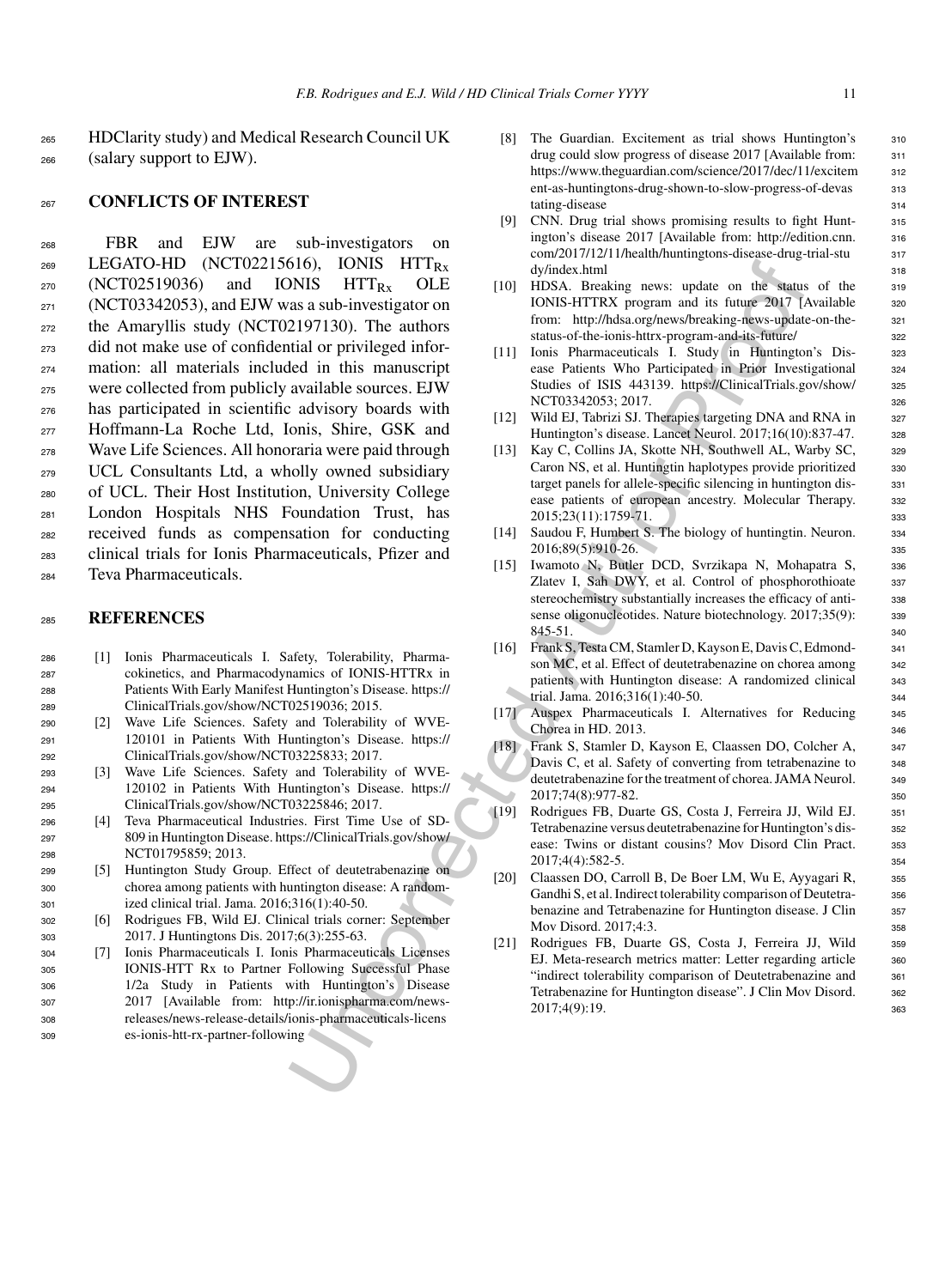HDClarity study) and Medical Research Council UK (salary support to EJW).

## CONFLICTS OF INTEREST

FBR and EJW are sub-investigators on LEGATO-HD (NCT02215616), IONIS $HTT_{Rx}$ (NCT02519036) and IONIS $HTT_{Rx}$ OLE (NCT03342053), and EJW was a sub-investigator on the Amaryllis study (NCT02197130). The authors did not make use of confidential or privileged information: all materials included in this manuscript were collected from publicly available sources. EJW has participated in scientific advisory boards with Hoffmann-La Roche Ltd, Ionis, Shire, GSK and Wave Life Sciences. All honoraria were paid through UCL Consultants Ltd, a wholly owned subsidiary of UCL. Their Host Institution, University College London Hospitals NHS Foundation Trust, has received funds as compensation for conducting clinical trials for Ionis Pharmaceuticals, Pfizer and Teva Pharmaceuticals.

## REFERENCES

[1] Ionis Pharmaceuticals I. Safety, Tolerability, Pharmacokinetics, and Pharmacodynamics of IONIS-HTTRx in Patients With Early Manifest Huntington's Disease. https://ClinicalTrials.gov/show/NCT02519036; 2015.

[2] Wave Life Sciences. Safety and Tolerability of WVE-120101 in Patients With Huntington's Disease. https://ClinicalTrials.gov/show/NCT03225833; 2017.

[3] Wave Life Sciences. Safety and Tolerability of WVE-120102 in Patients With Huntington's Disease. https://ClinicalTrials.gov/show/NCT03225846; 2017.

[4] Teva Pharmaceutical Industries. First Time Use of SD-809 in Huntington Disease. https://ClinicalTrials.gov/show/NCT01795859; 2013.

[5] Huntington Study Group. Effect of deutetrabenazine on chorea among patients with huntington disease: A randomized clinical trial. Jama. 2016;316(1):40-50.

[6] Rodrigues FB, Wild EJ. Clinical trials corner: September 2017. J Huntingtons Dis. 2017;6(3):255-63.

[7] Ionis Pharmaceuticals I. Ionis Pharmaceuticals Licenses IONIS-HTT Rx to Partner Following Successful Phase 1/2a Study in Patients with Huntington's Disease 2017 [Available from: http://ir.ionispharma.com/news-releases/news-release-details/ionis-pharmaceuticals-licenses-ionis-htt-rx-partner-following

[8] The Guardian. Excitement as trial shows Huntington's drug could slow progress of disease 2017 [Available from: https://www.theguardian.com/science/2017/dec/11/excitement-as-huntingtons-drug-shown-to-slow-progress-of-devastating-disease

[9] CNN. Drug trial shows promising results to fight Huntington's disease 2017 [Available from: http://edition.cnn.com/2017/12/11/health/huntingtons-disease-drug-trial-study/index.html

[10] HDSA. Breaking news: update on the status of the IONIS-HTTRX program and its future 2017 [Available from: http://hdsa.org/news/breaking-news-update-on-the-status-of-the-ionis-httrx-program-and-its-future/

[11] Ionis Pharmaceuticals I. Study in Huntington's Disease Patients Who Participated in Prior Investigational Studies of ISIS 443139. https://ClinicalTrials.gov/show/NCT03342053; 2017.

[12] Wild EJ, Tabrizi SJ. Therapies targeting DNA and RNA in Huntington's disease. Lancet Neurol. 2017;16(10):837-47.

[13] Kay C, Collins JA, Skotte NH, Southwell AL, Warby SC, Caron NS, et al. Huntingtin haplotypes provide prioritized target panels for allele-specific silencing in huntington disease patients of european ancestry. Molecular Therapy. 2015;23(11):1759-71.

[14] Saudou F, Humbert S. The biology of huntingtin. Neuron. 2016;89(5):910-26.

[15] Iwamoto N, Butler DCD, Svrzikapa N, Mohapatra S, Zlatev I, Sah DWY, et al. Control of phosphorothioate stereochemistry substantially increases the efficacy of antisense oligonucleotides. Nature biotechnology. 2017;35(9):845-51.

[16] Frank S, Testa CM, Stamler D, Kayson E, Davis C, Edmondson MC, et al. Effect of deutetrabenazine on chorea among patients with Huntington disease: A randomized clinical trial. Jama. 2016;316(1):40-50.

[17] Auspex Pharmaceuticals I. Alternatives for Reducing Chorea in HD. 2013.

[18] Frank S, Stamler D, Kayson E, Claassen DO, Colcher A, Davis C, et al. Safety of converting from tetrabenazine to deutetrabenazine for the treatment of chorea. JAMA Neurol. 2017;74(8):977-82.

[19] Rodrigues FB, Duarte GS, Costa J, Ferreira JJ, Wild EJ. Tetrabenazine versus deutetrabenazine for Huntington's disease: Twins or distant cousins? Mov Disord Clin Pract. 2017;4(4):582-5.

[20] Claassen DO, Carroll B, De Boer LM, Wu E, Ayyagari R, Gandhi S, et al. Indirect tolerability comparison of Deutetrabenazine and Tetrabenazine for Huntington disease. J Clin Mov Disord. 2017;4:3.

[21] Rodrigues FB, Duarte GS, Costa J, Ferreira JJ, Wild EJ. Meta-research metrics matter: Letter regarding article "indirect tolerability comparison of Deutetrabenazine and Tetrabenazine for Huntington disease". J Clin Mov Disord. 2017;4(9):19.